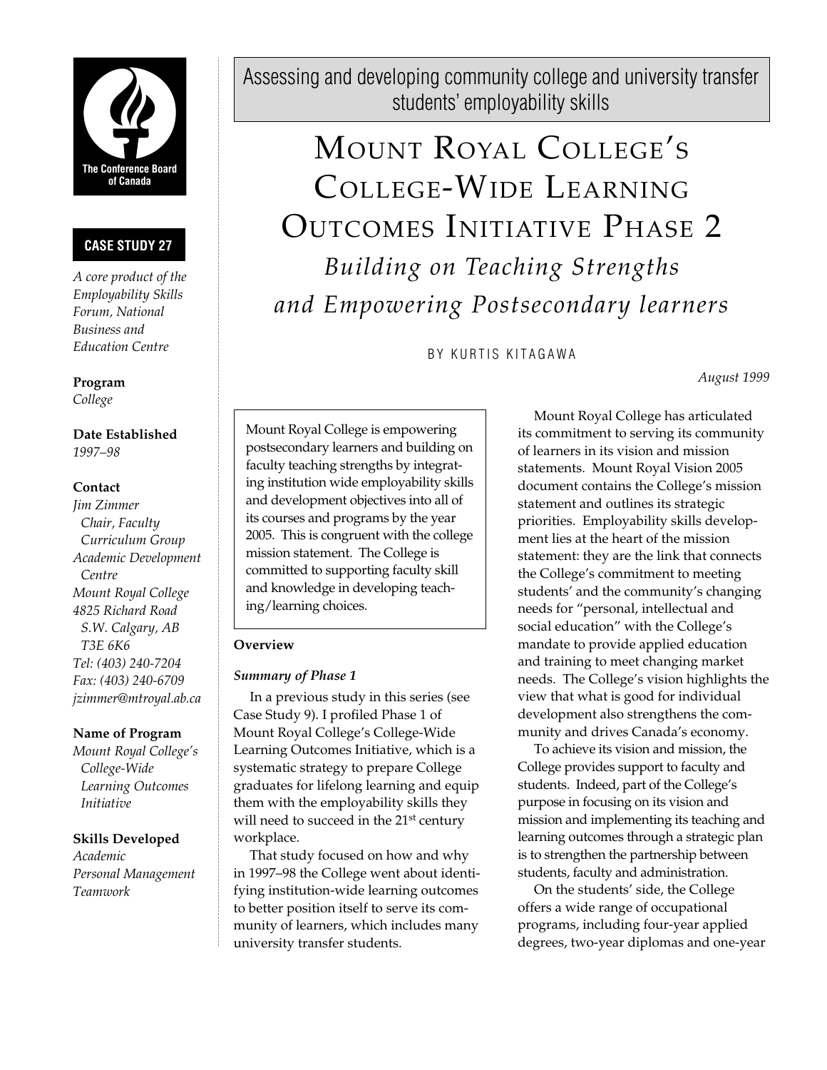The Conference Board of Canada

**CASE STUDY 27**

*A core product of the Employability Skills Forum, National Business and Education Centre*

**Program**
*College*

**Date Established**
*1997–98*

**Contact**
*Jim Zimmer*
*Chair, Faculty Curriculum Group*
*Academic Development Centre*
*Mount Royal College*
*4825 Richard Road*
*S.W. Calgary, AB*
*T3E 6K6*
*Tel: (403) 240-7204*
*Fax: (403) 240-6709*
*jzimmer@mtroyal.ab.ca*

**Name of Program**
*Mount Royal College's College-Wide Learning Outcomes Initiative*

**Skills Developed**
*Academic*
*Personal Management*
*Teamwork*

Assessing and developing community college and university transfer students' employability skills

# Mount Royal College's College-Wide Learning Outcomes Initiative Phase 2

## *Building on Teaching Strengths and Empowering Postsecondary learners*

BY KURTIS KITAGAWA

*August 1999*

Mount Royal College is empowering postsecondary learners and building on faculty teaching strengths by integrating institution wide employability skills and development objectives into all of its courses and programs by the year 2005. This is congruent with the college mission statement. The College is committed to supporting faculty skill and knowledge in developing teaching/learning choices.

**Overview**

***Summary of Phase 1***

In a previous study in this series (see Case Study 9). I profiled Phase 1 of Mount Royal College's College-Wide Learning Outcomes Initiative, which is a systematic strategy to prepare College graduates for lifelong learning and equip them with the employability skills they will need to succeed in the 21st century workplace.

That study focused on how and why in 1997–98 the College went about identifying institution-wide learning outcomes to better position itself to serve its community of learners, which includes many university transfer students.

Mount Royal College has articulated its commitment to serving its community of learners in its vision and mission statements. Mount Royal Vision 2005 document contains the College's mission statement and outlines its strategic priorities. Employability skills development lies at the heart of the mission statement: they are the link that connects the College's commitment to meeting students' and the community's changing needs for "personal, intellectual and social education" with the College's mandate to provide applied education and training to meet changing market needs. The College's vision highlights the view that what is good for individual development also strengthens the community and drives Canada's economy.

To achieve its vision and mission, the College provides support to faculty and students. Indeed, part of the College's purpose in focusing on its vision and mission and implementing its teaching and learning outcomes through a strategic plan is to strengthen the partnership between students, faculty and administration.

On the students' side, the College offers a wide range of occupational programs, including four-year applied degrees, two-year diplomas and one-year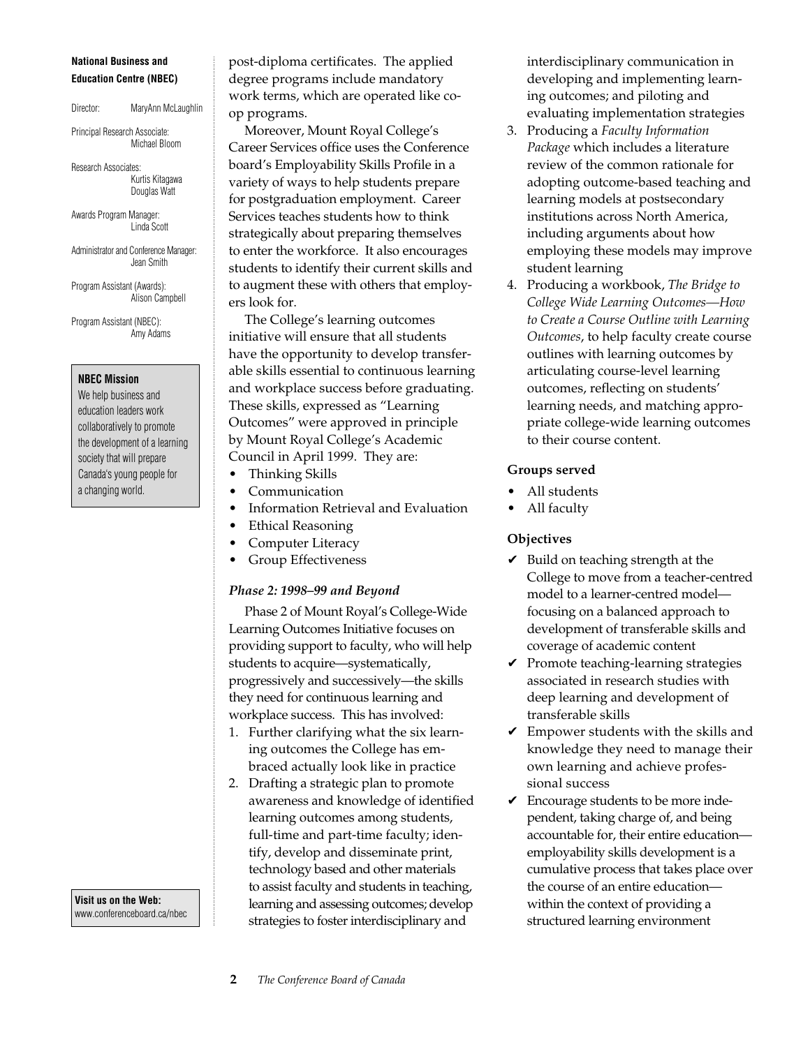**National Business and Education Centre (NBEC)**

Director: MaryAnn McLaughlin

Principal Research Associate: Michael Bloom

Research Associates: Kurtis Kitagawa, Douglas Watt

Awards Program Manager: Linda Scott

Administrator and Conference Manager: Jean Smith

Program Assistant (Awards): Alison Campbell

Program Assistant (NBEC): Amy Adams

**NBEC Mission**

We help business and education leaders work collaboratively to promote the development of a learning society that will prepare Canada's young people for a changing world.

**Visit us on the Web:**
www.conferenceboard.ca/nbec

post-diploma certificates. The applied degree programs include mandatory work terms, which are operated like co-op programs.

Moreover, Mount Royal College's Career Services office uses the Conference board's Employability Skills Profile in a variety of ways to help students prepare for postgraduation employment. Career Services teaches students how to think strategically about preparing themselves to enter the workforce. It also encourages students to identify their current skills and to augment these with others that employers look for.

The College's learning outcomes initiative will ensure that all students have the opportunity to develop transferable skills essential to continuous learning and workplace success before graduating. These skills, expressed as "Learning Outcomes" were approved in principle by Mount Royal College's Academic Council in April 1999. They are:

- Thinking Skills
- Communication
- Information Retrieval and Evaluation
- Ethical Reasoning
- Computer Literacy
- Group Effectiveness

### *Phase 2: 1998–99 and Beyond*

Phase 2 of Mount Royal's College-Wide Learning Outcomes Initiative focuses on providing support to faculty, who will help students to acquire—systematically, progressively and successively—the skills they need for continuous learning and workplace success. This has involved:

1. Further clarifying what the six learning outcomes the College has embraced actually look like in practice
2. Drafting a strategic plan to promote awareness and knowledge of identified learning outcomes among students, full-time and part-time faculty; identify, develop and disseminate print, technology based and other materials to assist faculty and students in teaching, learning and assessing outcomes; develop strategies to foster interdisciplinary and interdisciplinary communication in developing and implementing learning outcomes; and piloting and evaluating implementation strategies
3. Producing a *Faculty Information Package* which includes a literature review of the common rationale for adopting outcome-based teaching and learning models at postsecondary institutions across North America, including arguments about how employing these models may improve student learning
4. Producing a workbook, *The Bridge to College Wide Learning Outcomes—How to Create a Course Outline with Learning Outcomes*, to help faculty create course outlines with learning outcomes by articulating course-level learning outcomes, reflecting on students' learning needs, and matching appropriate college-wide learning outcomes to their course content.

### Groups served

- All students
- All faculty

### Objectives

- ✔ Build on teaching strength at the College to move from a teacher-centred model to a learner-centred model—focusing on a balanced approach to development of transferable skills and coverage of academic content
- ✔ Promote teaching-learning strategies associated in research studies with deep learning and development of transferable skills
- ✔ Empower students with the skills and knowledge they need to manage their own learning and achieve professional success
- ✔ Encourage students to be more independent, taking charge of, and being accountable for, their entire education—employability skills development is a cumulative process that takes place over the course of an entire education—within the context of providing a structured learning environment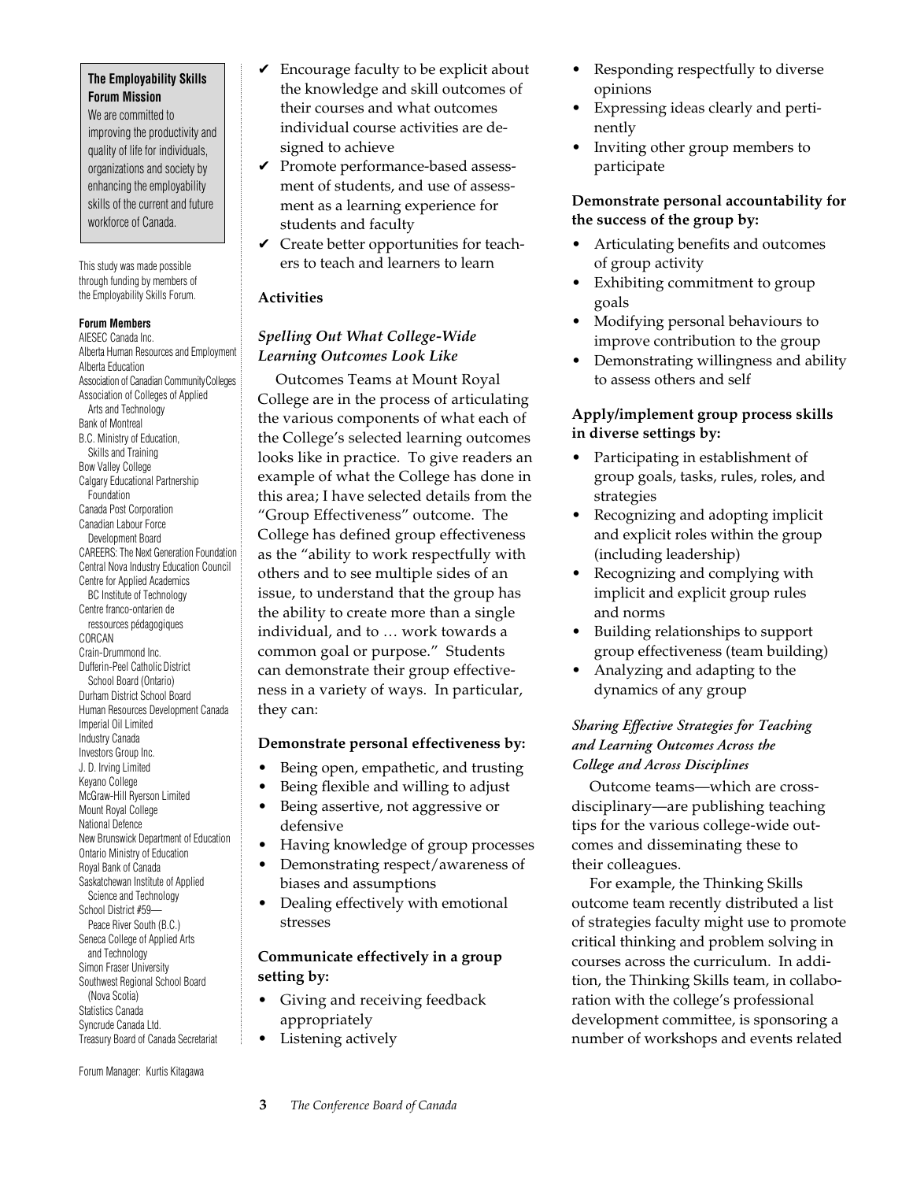**The Employability Skills Forum Mission**

We are committed to improving the productivity and quality of life for individuals, organizations and society by enhancing the employability skills of the current and future workforce of Canada.

This study was made possible through funding by members of the Employability Skills Forum.

**Forum Members**

AIESEC Canada Inc.
Alberta Human Resources and Employment
Alberta Education
Association of Canadian Community Colleges
Association of Colleges of Applied Arts and Technology
Bank of Montreal
B.C. Ministry of Education, Skills and Training
Bow Valley College
Calgary Educational Partnership Foundation
Canada Post Corporation
Canadian Labour Force Development Board
CAREERS: The Next Generation Foundation
Central Nova Industry Education Council
Centre for Applied Academics BC Institute of Technology
Centre franco-ontarien de ressources pédagogiques
CORCAN
Crain-Drummond Inc.
Dufferin-Peel Catholic District School Board (Ontario)
Durham District School Board
Human Resources Development Canada
Imperial Oil Limited
Industry Canada
Investors Group Inc.
J. D. Irving Limited
Keyano College
McGraw-Hill Ryerson Limited
Mount Royal College
National Defence
New Brunswick Department of Education
Ontario Ministry of Education
Royal Bank of Canada
Saskatchewan Institute of Applied Science and Technology
School District #59—Peace River South (B.C.)
Seneca College of Applied Arts and Technology
Simon Fraser University
Southwest Regional School Board (Nova Scotia)
Statistics Canada
Syncrude Canada Ltd.
Treasury Board of Canada Secretariat

Forum Manager: Kurtis Kitagawa

- ✔ Encourage faculty to be explicit about the knowledge and skill outcomes of their courses and what outcomes individual course activities are designed to achieve
- ✔ Promote performance-based assessment of students, and use of assessment as a learning experience for students and faculty
- ✔ Create better opportunities for teachers to teach and learners to learn

### Activities

#### *Spelling Out What College-Wide Learning Outcomes Look Like*

Outcomes Teams at Mount Royal College are in the process of articulating the various components of what each of the College's selected learning outcomes looks like in practice. To give readers an example of what the College has done in this area; I have selected details from the "Group Effectiveness" outcome. The College has defined group effectiveness as the "ability to work respectfully with others and to see multiple sides of an issue, to understand that the group has the ability to create more than a single individual, and to … work towards a common goal or purpose." Students can demonstrate their group effectiveness in a variety of ways. In particular, they can:

**Demonstrate personal effectiveness by:**

- Being open, empathetic, and trusting
- Being flexible and willing to adjust
- Being assertive, not aggressive or defensive
- Having knowledge of group processes
- Demonstrating respect/awareness of biases and assumptions
- Dealing effectively with emotional stresses

**Communicate effectively in a group setting by:**

- Giving and receiving feedback appropriately
- Listening actively
- Responding respectfully to diverse opinions
- Expressing ideas clearly and pertinently
- Inviting other group members to participate

**Demonstrate personal accountability for the success of the group by:**

- Articulating benefits and outcomes of group activity
- Exhibiting commitment to group goals
- Modifying personal behaviours to improve contribution to the group
- Demonstrating willingness and ability to assess others and self

**Apply/implement group process skills in diverse settings by:**

- Participating in establishment of group goals, tasks, rules, roles, and strategies
- Recognizing and adopting implicit and explicit roles within the group (including leadership)
- Recognizing and complying with implicit and explicit group rules and norms
- Building relationships to support group effectiveness (team building)
- Analyzing and adapting to the dynamics of any group

#### *Sharing Effective Strategies for Teaching and Learning Outcomes Across the College and Across Disciplines*

Outcome teams—which are cross-disciplinary—are publishing teaching tips for the various college-wide outcomes and disseminating these to their colleagues.

For example, the Thinking Skills outcome team recently distributed a list of strategies faculty might use to promote critical thinking and problem solving in courses across the curriculum. In addition, the Thinking Skills team, in collaboration with the college's professional development committee, is sponsoring a number of workshops and events related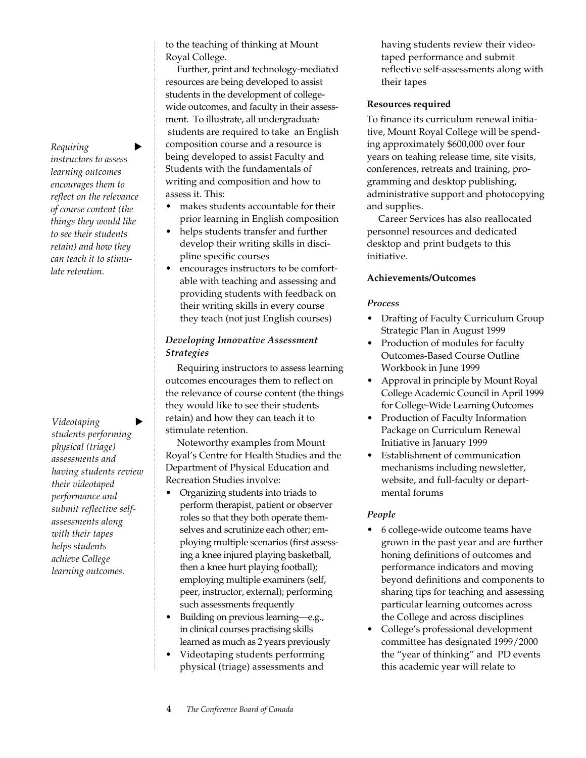to the teaching of thinking at Mount Royal College.

Further, print and technology-mediated resources are being developed to assist students in the development of college-wide outcomes, and faculty in their assessment. To illustrate, all undergraduate students are required to take an English composition course and a resource is being developed to assist Faculty and Students with the fundamentals of writing and composition and how to assess it. This:

- makes students accountable for their prior learning in English composition
- helps students transfer and further develop their writing skills in discipline specific courses
- encourages instructors to be comfortable with teaching and assessing and providing students with feedback on their writing skills in every course they teach (not just English courses)

*Requiring instructors to assess learning outcomes encourages them to reflect on the relevance of course content (the things they would like to see their students retain) and how they can teach it to stimulate retention.*

### *Developing Innovative Assessment Strategies*

Requiring instructors to assess learning outcomes encourages them to reflect on the relevance of course content (the things they would like to see their students retain) and how they can teach it to stimulate retention.

Noteworthy examples from Mount Royal's Centre for Health Studies and the Department of Physical Education and Recreation Studies involve:

- Organizing students into triads to perform therapist, patient or observer roles so that they both operate themselves and scrutinize each other; employing multiple scenarios (first assessing a knee injured playing basketball, then a knee hurt playing football); employing multiple examiners (self, peer, instructor, external); performing such assessments frequently
- Building on previous learning—e.g., in clinical courses practising skills learned as much as 2 years previously
- Videotaping students performing physical (triage) assessments and having students review their videotaped performance and submit reflective self-assessments along with their tapes

*Videotaping students performing physical (triage) assessments and having students review their videotaped performance and submit reflective self-assessments along with their tapes helps students achieve College learning outcomes.*

#### **Resources required**

To finance its curriculum renewal initiative, Mount Royal College will be spending approximately $600,000 over four years on teahing release time, site visits, conferences, retreats and training, programming and desktop publishing, administrative support and photocopying and supplies.

Career Services has also reallocated personnel resources and dedicated desktop and print budgets to this initiative.

#### **Achievements/Outcomes**

##### ***Process***

- Drafting of Faculty Curriculum Group Strategic Plan in August 1999
- Production of modules for faculty Outcomes-Based Course Outline Workbook in June 1999
- Approval in principle by Mount Royal College Academic Council in April 1999 for College-Wide Learning Outcomes
- Production of Faculty Information Package on Curriculum Renewal Initiative in January 1999
- Establishment of communication mechanisms including newsletter, website, and full-faculty or departmental forums

##### ***People***

- 6 college-wide outcome teams have grown in the past year and are further honing definitions of outcomes and performance indicators and moving beyond definitions and components to sharing tips for teaching and assessing particular learning outcomes across the College and across disciplines
- College's professional development committee has designated 1999/2000 the "year of thinking" and PD events this academic year will relate to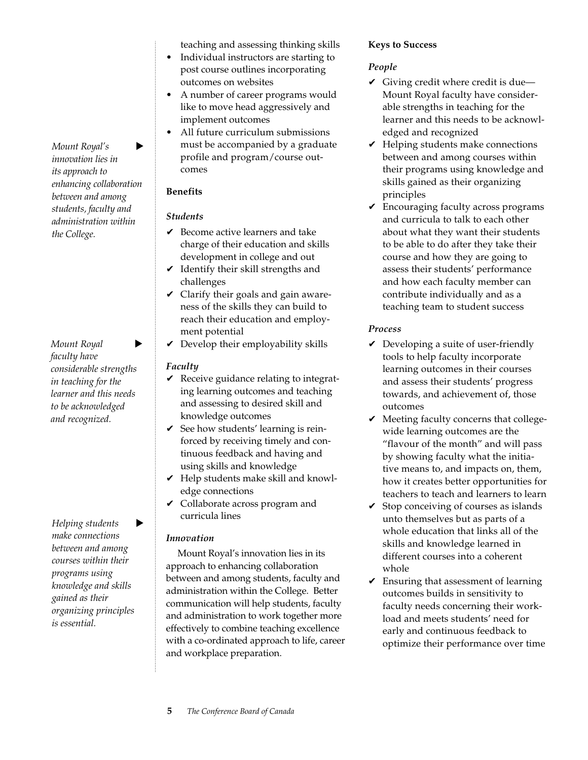teaching and assessing thinking skills

- Individual instructors are starting to post course outlines incorporating outcomes on websites
- A number of career programs would like to move head aggressively and implement outcomes
- All future curriculum submissions must be accompanied by a graduate profile and program/course outcomes

*Mount Royal's innovation lies in its approach to enhancing collaboration between and among students, faculty and administration within the College.*

**Benefits**

*Students*

- ✔ Become active learners and take charge of their education and skills development in college and out
- ✔ Identify their skill strengths and challenges
- ✔ Clarify their goals and gain awareness of the skills they can build to reach their education and employment potential
- ✔ Develop their employability skills

*Mount Royal faculty have considerable strengths in teaching for the learner and this needs to be acknowledged and recognized.*

*Faculty*

- ✔ Receive guidance relating to integrating learning outcomes and teaching and assessing to desired skill and knowledge outcomes
- ✔ See how students' learning is reinforced by receiving timely and continuous feedback and having and using skills and knowledge
- ✔ Help students make skill and knowledge connections
- ✔ Collaborate across program and curricula lines

*Helping students make connections between and among courses within their programs using knowledge and skills gained as their organizing principles is essential.*

*Innovation*

Mount Royal's innovation lies in its approach to enhancing collaboration between and among students, faculty and administration within the College. Better communication will help students, faculty and administration to work together more effectively to combine teaching excellence with a co-ordinated approach to life, career and workplace preparation.

**Keys to Success**

*People*

- ✔ Giving credit where credit is due—Mount Royal faculty have considerable strengths in teaching for the learner and this needs to be acknowledged and recognized
- ✔ Helping students make connections between and among courses within their programs using knowledge and skills gained as their organizing principles
- ✔ Encouraging faculty across programs and curricula to talk to each other about what they want their students to be able to do after they take their course and how they are going to assess their students' performance and how each faculty member can contribute individually and as a teaching team to student success

*Process*

- ✔ Developing a suite of user-friendly tools to help faculty incorporate learning outcomes in their courses and assess their students' progress towards, and achievement of, those outcomes
- ✔ Meeting faculty concerns that college-wide learning outcomes are the "flavour of the month" and will pass by showing faculty what the initiative means to, and impacts on, them, how it creates better opportunities for teachers to teach and learners to learn
- ✔ Stop conceiving of courses as islands unto themselves but as parts of a whole education that links all of the skills and knowledge learned in different courses into a coherent whole
- ✔ Ensuring that assessment of learning outcomes builds in sensitivity to faculty needs concerning their workload and meets students' need for early and continuous feedback to optimize their performance over time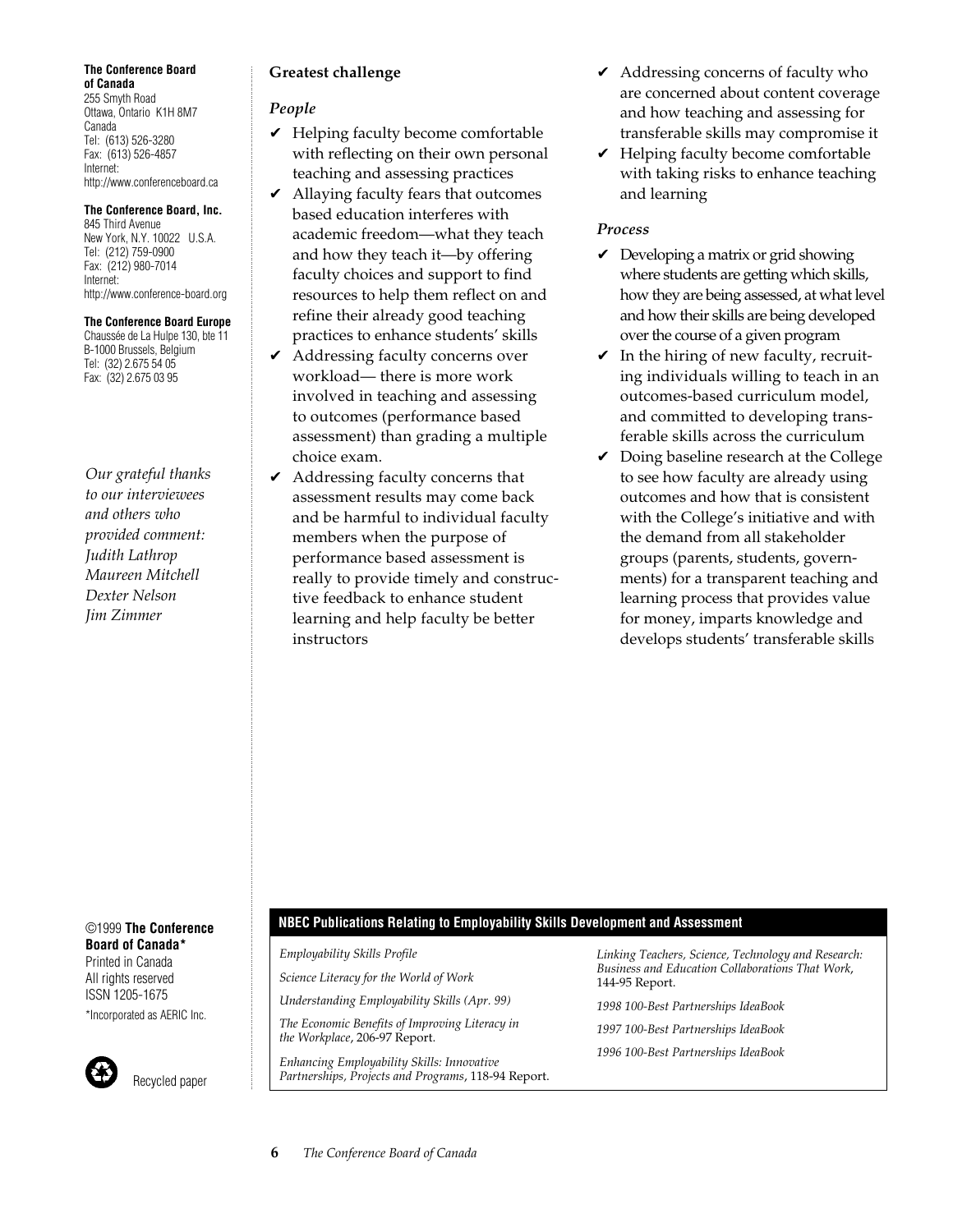**Greatest challenge**

*People*

- ✔ Helping faculty become comfortable with reflecting on their own personal teaching and assessing practices
- ✔ Allaying faculty fears that outcomes based education interferes with academic freedom—what they teach and how they teach it—by offering faculty choices and support to find resources to help them reflect on and refine their already good teaching practices to enhance students' skills
- ✔ Addressing faculty concerns over workload— there is more work involved in teaching and assessing to outcomes (performance based assessment) than grading a multiple choice exam.
- ✔ Addressing faculty concerns that assessment results may come back and be harmful to individual faculty members when the purpose of performance based assessment is really to provide timely and constructive feedback to enhance student learning and help faculty be better instructors
- ✔ Addressing concerns of faculty who are concerned about content coverage and how teaching and assessing for transferable skills may compromise it
- ✔ Helping faculty become comfortable with taking risks to enhance teaching and learning

*Process*

- ✔ Developing a matrix or grid showing where students are getting which skills, how they are being assessed, at what level and how their skills are being developed over the course of a given program
- ✔ In the hiring of new faculty, recruiting individuals willing to teach in an outcomes-based curriculum model, and committed to developing transferable skills across the curriculum
- ✔ Doing baseline research at the College to see how faculty are already using outcomes and how that is consistent with the College's initiative and with the demand from all stakeholder groups (parents, students, governments) for a transparent teaching and learning process that provides value for money, imparts knowledge and develops students' transferable skills

**The Conference Board of Canada**
255 Smyth Road
Ottawa, Ontario K1H 8M7
Canada
Tel: (613) 526-3280
Fax: (613) 526-4857
Internet:
http://www.conferenceboard.ca

**The Conference Board, Inc.**
845 Third Avenue
New York, N.Y. 10022 U.S.A.
Tel: (212) 759-0900
Fax: (212) 980-7014
Internet:
http://www.conference-board.org

**The Conference Board Europe**
Chaussée de La Hulpe 130, bte 11
B-1000 Brussels, Belgium
Tel: (32) 2.675 54 05
Fax: (32) 2.675 03 95

*Our grateful thanks to our interviewees and others who provided comment:*
*Judith Lathrop*
*Maureen Mitchell*
*Dexter Nelson*
*Jim Zimmer*

©1999 **The Conference Board of Canada\***
Printed in Canada
All rights reserved
ISSN 1205-1675
\*Incorporated as AERIC Inc.

Recycled paper

**NBEC Publications Relating to Employability Skills Development and Assessment**

*Employability Skills Profile*

*Science Literacy for the World of Work*

*Understanding Employability Skills (Apr. 99)*

*The Economic Benefits of Improving Literacy in the Workplace*, 206-97 Report.

*Enhancing Employability Skills: Innovative Partnerships, Projects and Programs*, 118-94 Report.

*Linking Teachers, Science, Technology and Research: Business and Education Collaborations That Work*, 144-95 Report.

*1998 100-Best Partnerships IdeaBook*

*1997 100-Best Partnerships IdeaBook*

*1996 100-Best Partnerships IdeaBook*